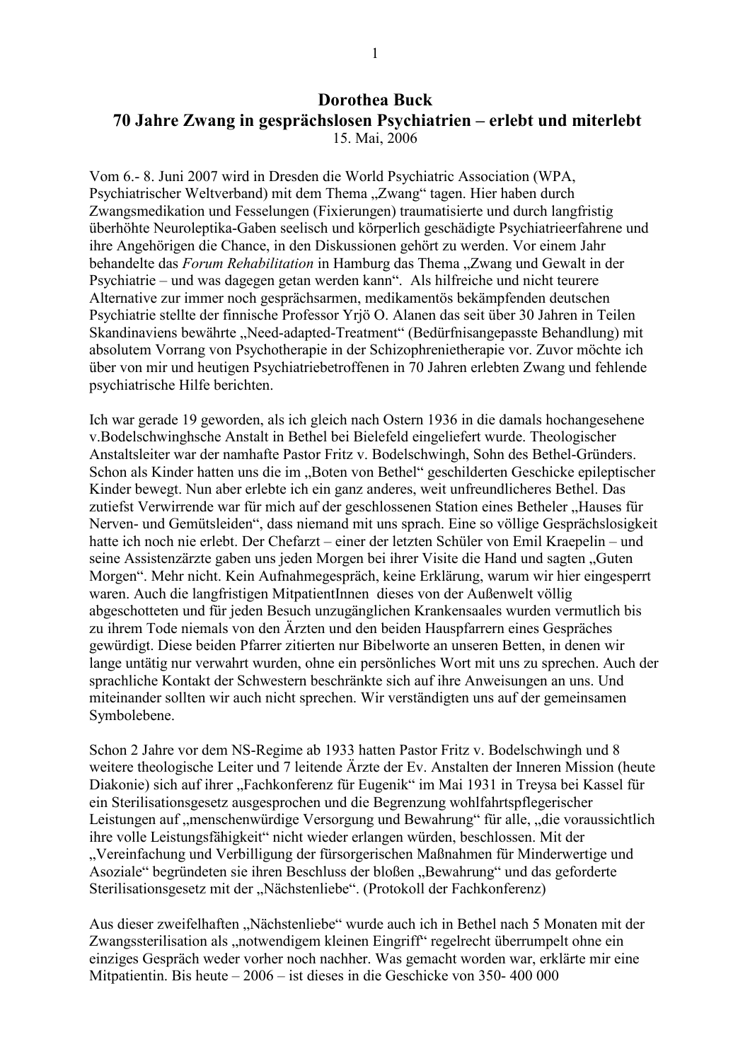# Dorothea Buck

## 70 Jahre Zwang in gesprächslosen Psychiatrien – erlebt und miterlebt

15. Mai, 2006

Vom 6.- 8. Juni 2007 wird in Dresden die World Psychiatric Association (WPA, Psychiatrischer Weltverband) mit dem Thema „Zwang" tagen. Hier haben durch Zwangsmedikation und Fesselungen (Fixierungen) traumatisierte und durch langfristig überhöhte Neuroleptika-Gaben seelisch und körperlich geschädigte Psychiatrieerfahrene und ihre Angehörigen die Chance, in den Diskussionen gehört zu werden. Vor einem Jahr behandelte das *Forum Rehabilitation* in Hamburg das Thema „Zwang und Gewalt in der Psychiatrie – und was dagegen getan werden kann". Als hilfreiche und nicht teurere Alternative zur immer noch gesprächsarmen, medikamentös bekämpfenden deutschen Psychiatrie stellte der finnische Professor Yrjö O. Alanen das seit über 30 Jahren in Teilen Skandinaviens bewährte „Need-adapted-Treatment" (Bedürfnisangepasste Behandlung) mit absolutem Vorrang von Psychotherapie in der Schizophrenietherapie vor. Zuvor möchte ich über von mir und heutigen Psychiatriebetroffenen in 70 Jahren erlebten Zwang und fehlende psychiatrische Hilfe berichten.

Ich war gerade 19 geworden, als ich gleich nach Ostern 1936 in die damals hochangesehene v.Bodelschwinghsche Anstalt in Bethel bei Bielefeld eingeliefert wurde. Theologischer Anstaltsleiter war der namhafte Pastor Fritz v. Bodelschwingh, Sohn des Bethel-Gründers. Schon als Kinder hatten uns die im „Boten von Bethel" geschilderten Geschicke epileptischer Kinder bewegt. Nun aber erlebte ich ein ganz anderes, weit unfreundlicheres Bethel. Das zutiefst Verwirrende war für mich auf der geschlossenen Station eines Betheler „Hauses für Nerven- und Gemütsleiden", dass niemand mit uns sprach. Eine so völlige Gesprächslosigkeit hatte ich noch nie erlebt. Der Chefarzt – einer der letzten Schüler von Emil Kraepelin – und seine Assistenzärzte gaben uns jeden Morgen bei ihrer Visite die Hand und sagten „Guten Morgen". Mehr nicht. Kein Aufnahmegespräch, keine Erklärung, warum wir hier eingesperrt waren. Auch die langfristigen MitpatientInnen dieses von der Außenwelt völlig abgeschotteten und für jeden Besuch unzugänglichen Krankensaales wurden vermutlich bis zu ihrem Tode niemals von den Ärzten und den beiden Hauspfarrern eines Gespräches gewürdigt. Diese beiden Pfarrer zitierten nur Bibelworte an unseren Betten, in denen wir lange untätig nur verwahrt wurden, ohne ein persönliches Wort mit uns zu sprechen. Auch der sprachliche Kontakt der Schwestern beschränkte sich auf ihre Anweisungen an uns. Und miteinander sollten wir auch nicht sprechen. Wir verständigten uns auf der gemeinsamen Symbolebene.

Schon 2 Jahre vor dem NS-Regime ab 1933 hatten Pastor Fritz v. Bodelschwingh und 8 weitere theologische Leiter und 7 leitende Ärzte der Ev. Anstalten der Inneren Mission (heute Diakonie) sich auf ihrer „Fachkonferenz für Eugenik" im Mai 1931 in Treysa bei Kassel für ein Sterilisationsgesetz ausgesprochen und die Begrenzung wohlfahrtspflegerischer Leistungen auf „menschenwürdige Versorgung und Bewahrung" für alle, „die voraussichtlich ihre volle Leistungsfähigkeit" nicht wieder erlangen würden, beschlossen. Mit der „Vereinfachung und Verbilligung der fürsorgerischen Maßnahmen für Minderwertige und Asoziale" begründeten sie ihren Beschluss der bloßen „Bewahrung" und das geforderte Sterilisationsgesetz mit der „Nächstenliebe". (Protokoll der Fachkonferenz)

Aus dieser zweifelhaften „Nächstenliebe" wurde auch ich in Bethel nach 5 Monaten mit der Zwangssterilisation als „notwendigem kleinen Eingriff" regelrecht überrumpelt ohne ein einziges Gespräch weder vorher noch nachher. Was gemacht worden war, erklärte mir eine Mitpatientin. Bis heute – 2006 – ist dieses in die Geschicke von 350- 400 000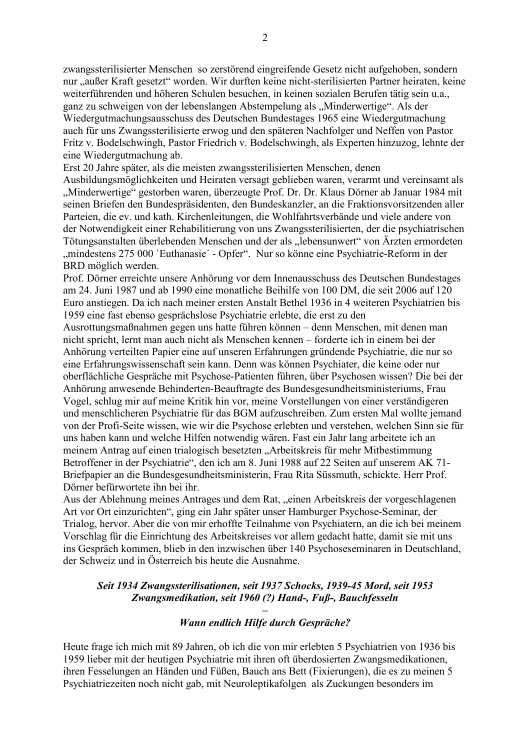zwangssterilisierter Menschen so zerstörend eingreifende Gesetz nicht aufgehoben, sondern nur „außer Kraft gesetzt" worden. Wir durften keine nicht-sterilisierten Partner heiraten, keine weiterführenden und höheren Schulen besuchen, in keinen sozialen Berufen tätig sein u.a., ganz zu schweigen von der lebenslangen Abstempelung als „Minderwertige". Als der Wiedergutmachungsausschuss des Deutschen Bundestages 1965 eine Wiedergutmachung auch für uns Zwangssterilisierte erwog und den späteren Nachfolger und Neffen von Pastor Fritz v. Bodelschwingh, Pastor Friedrich v. Bodelschwingh, als Experten hinzuzog, lehnte der eine Wiedergutmachung ab.

Erst 20 Jahre später, als die meisten zwangssterilisierten Menschen, denen Ausbildungsmöglichkeiten und Heiraten versagt geblieben waren, verarmt und vereinsamt als „Minderwertige" gestorben waren, überzeugte Prof. Dr. Dr. Klaus Dörner ab Januar 1984 mit seinen Briefen den Bundespräsidenten, den Bundeskanzler, an die Fraktionsvorsitzenden aller Parteien, die ev. und kath. Kirchenleitungen, die Wohlfahrtsverbände und viele andere von der Notwendigkeit einer Rehabilitierung von uns Zwangssterilisierten, der die psychiatrischen Tötungsanstalten überlebenden Menschen und der als „lebensunwert" von Ärzten ermordeten „mindestens 275 000 `Euthanasie´ - Opfer". Nur so könne eine Psychiatrie-Reform in der BRD möglich werden.

Prof. Dörner erreichte unsere Anhörung vor dem Innenausschuss des Deutschen Bundestages am 24. Juni 1987 und ab 1990 eine monatliche Beihilfe von 100 DM, die seit 2006 auf 120 Euro anstiegen. Da ich nach meiner ersten Anstalt Bethel 1936 in 4 weiteren Psychiatrien bis 1959 eine fast ebenso gesprächslose Psychiatrie erlebte, die erst zu den Ausrottungsmaßnahmen gegen uns hatte führen können – denn Menschen, mit denen man nicht spricht, lernt man auch nicht als Menschen kennen – forderte ich in einem bei der Anhörung verteilten Papier eine auf unseren Erfahrungen gründende Psychiatrie, die nur so eine Erfahrungswissenschaft sein kann. Denn was können Psychiater, die keine oder nur oberflächliche Gespräche mit Psychose-Patienten führen, über Psychosen wissen? Die bei der Anhörung anwesende Behinderten-Beauftragte des Bundesgesundheitsministeriums, Frau Vogel, schlug mir auf meine Kritik hin vor, meine Vorstellungen von einer verständigeren und menschlicheren Psychiatrie für das BGM aufzuschreiben. Zum ersten Mal wollte jemand von der Profi-Seite wissen, wie wir die Psychose erlebten und verstehen, welchen Sinn sie für uns haben kann und welche Hilfen notwendig wären. Fast ein Jahr lang arbeitete ich an meinem Antrag auf einen trialogisch besetzten „Arbeitskreis für mehr Mitbestimmung Betroffener in der Psychiatrie", den ich am 8. Juni 1988 auf 22 Seiten auf unserem AK 71-Briefpapier an die Bundesgesundheitsministerin, Frau Rita Süssmuth, schickte. Herr Prof. Dörner befürwortete ihn bei ihr.

Aus der Ablehnung meines Antrages und dem Rat, „einen Arbeitskreis der vorgeschlagenen Art vor Ort einzurichten", ging ein Jahr später unser Hamburger Psychose-Seminar, der Trialog, hervor. Aber die von mir erhoffte Teilnahme von Psychiatern, an die ich bei meinem Vorschlag für die Einrichtung des Arbeitskreises vor allem gedacht hatte, damit sie mit uns ins Gespräch kommen, blieb in den inzwischen über 140 Psychoseseminaren in Deutschland, der Schweiz und in Österreich bis heute die Ausnahme.

### *Seit 1934 Zwangssterilisationen, seit 1937 Schocks, 1939-45 Mord, seit 1953 Zwangsmedikation, seit 1960 (?) Hand-, Fuß-, Bauchfesseln – Wann endlich Hilfe durch Gespräche?*

Heute frage ich mich mit 89 Jahren, ob ich die von mir erlebten 5 Psychiatrien von 1936 bis 1959 lieber mit der heutigen Psychiatrie mit ihren oft überdosierten Zwangsmedikationen, ihren Fesselungen an Händen und Füßen, Bauch ans Bett (Fixierungen), die es zu meinen 5 Psychiatriezeiten noch nicht gab, mit Neuroleptikafolgen als Zuckungen besonders im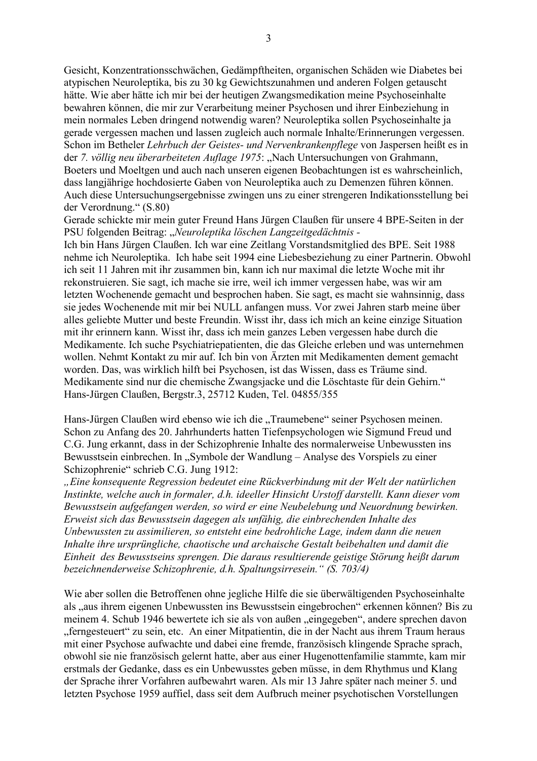Gesicht, Konzentrationsschwächen, Gedämpftheiten, organischen Schäden wie Diabetes bei atypischen Neuroleptika, bis zu 30 kg Gewichtszunahmen und anderen Folgen getauscht hätte. Wie aber hätte ich mir bei der heutigen Zwangsmedikation meine Psychoseinhalte bewahren können, die mir zur Verarbeitung meiner Psychosen und ihrer Einbeziehung in mein normales Leben dringend notwendig waren? Neuroleptika sollen Psychoseinhalte ja gerade vergessen machen und lassen zugleich auch normale Inhalte/Erinnerungen vergessen. Schon im Betheler *Lehrbuch der Geistes- und Nervenkrankenpflege* von Jaspersen heißt es in der *7. völlig neu überarbeiteten Auflage 1975*: „Nach Untersuchungen von Grahmann, Boeters und Moeltgen und auch nach unseren eigenen Beobachtungen ist es wahrscheinlich, dass langjährige hochdosierte Gaben von Neuroleptika auch zu Demenzen führen können. Auch diese Untersuchungsergebnisse zwingen uns zu einer strengeren Indikationsstellung bei der Verordnung." (S.80)

Gerade schickte mir mein guter Freund Hans Jürgen Claußen für unsere 4 BPE-Seiten in der PSU folgenden Beitrag: „*Neuroleptika löschen Langzeitgedächtnis -*

Ich bin Hans Jürgen Claußen. Ich war eine Zeitlang Vorstandsmitglied des BPE. Seit 1988 nehme ich Neuroleptika. Ich habe seit 1994 eine Liebesbeziehung zu einer Partnerin. Obwohl ich seit 11 Jahren mit ihr zusammen bin, kann ich nur maximal die letzte Woche mit ihr rekonstruieren. Sie sagt, ich mache sie irre, weil ich immer vergessen habe, was wir am letzten Wochenende gemacht und besprochen haben. Sie sagt, es macht sie wahnsinnig, dass sie jedes Wochenende mit mir bei NULL anfangen muss. Vor zwei Jahren starb meine über alles geliebte Mutter und beste Freundin. Wisst ihr, dass ich mich an keine einzige Situation mit ihr erinnern kann. Wisst ihr, dass ich mein ganzes Leben vergessen habe durch die Medikamente. Ich suche Psychiatriepatienten, die das Gleiche erleben und was unternehmen wollen. Nehmt Kontakt zu mir auf. Ich bin von Ärzten mit Medikamenten dement gemacht worden. Das, was wirklich hilft bei Psychosen, ist das Wissen, dass es Träume sind. Medikamente sind nur die chemische Zwangsjacke und die Löschtaste für dein Gehirn."
Hans-Jürgen Claußen, Bergstr.3, 25712 Kuden, Tel. 04855/355

Hans-Jürgen Claußen wird ebenso wie ich die „Traumebene" seiner Psychosen meinen. Schon zu Anfang des 20. Jahrhunderts hatten Tiefenpsychologen wie Sigmund Freud und C.G. Jung erkannt, dass in der Schizophrenie Inhalte des normalerweise Unbewussten ins Bewusstsein einbrechen. In „Symbole der Wandlung – Analyse des Vorspiels zu einer Schizophrenie" schrieb C.G. Jung 1912:

*„Eine konsequente Regression bedeutet eine Rückverbindung mit der Welt der natürlichen Instinkte, welche auch in formaler, d.h. ideeller Hinsicht Urstoff darstellt. Kann dieser vom Bewusstsein aufgefangen werden, so wird er eine Neubelebung und Neuordnung bewirken. Erweist sich das Bewusstsein dagegen als unfähig, die einbrechenden Inhalte des Unbewussten zu assimilieren, so entsteht eine bedrohliche Lage, indem dann die neuen Inhalte ihre ursprüngliche, chaotische und archaische Gestalt beibehalten und damit die Einheit des Bewusstseins sprengen. Die daraus resultierende geistige Störung heißt darum bezeichnenderweise Schizophrenie, d.h. Spaltungsirresein." (S. 703/4)*

Wie aber sollen die Betroffenen ohne jegliche Hilfe die sie überwältigenden Psychoseinhalte als „aus ihrem eigenen Unbewussten ins Bewusstsein eingebrochen" erkennen können? Bis zu meinem 4. Schub 1946 bewertete ich sie als von außen „eingegeben", andere sprechen davon „ferngesteuert" zu sein, etc. An einer Mitpatientin, die in der Nacht aus ihrem Traum heraus mit einer Psychose aufwachte und dabei eine fremde, französisch klingende Sprache sprach, obwohl sie nie französisch gelernt hatte, aber aus einer Hugenottenfamilie stammte, kam mir erstmals der Gedanke, dass es ein Unbewusstes geben müsse, in dem Rhythmus und Klang der Sprache ihrer Vorfahren aufbewahrt waren. Als mir 13 Jahre später nach meiner 5. und letzten Psychose 1959 auffiel, dass seit dem Aufbruch meiner psychotischen Vorstellungen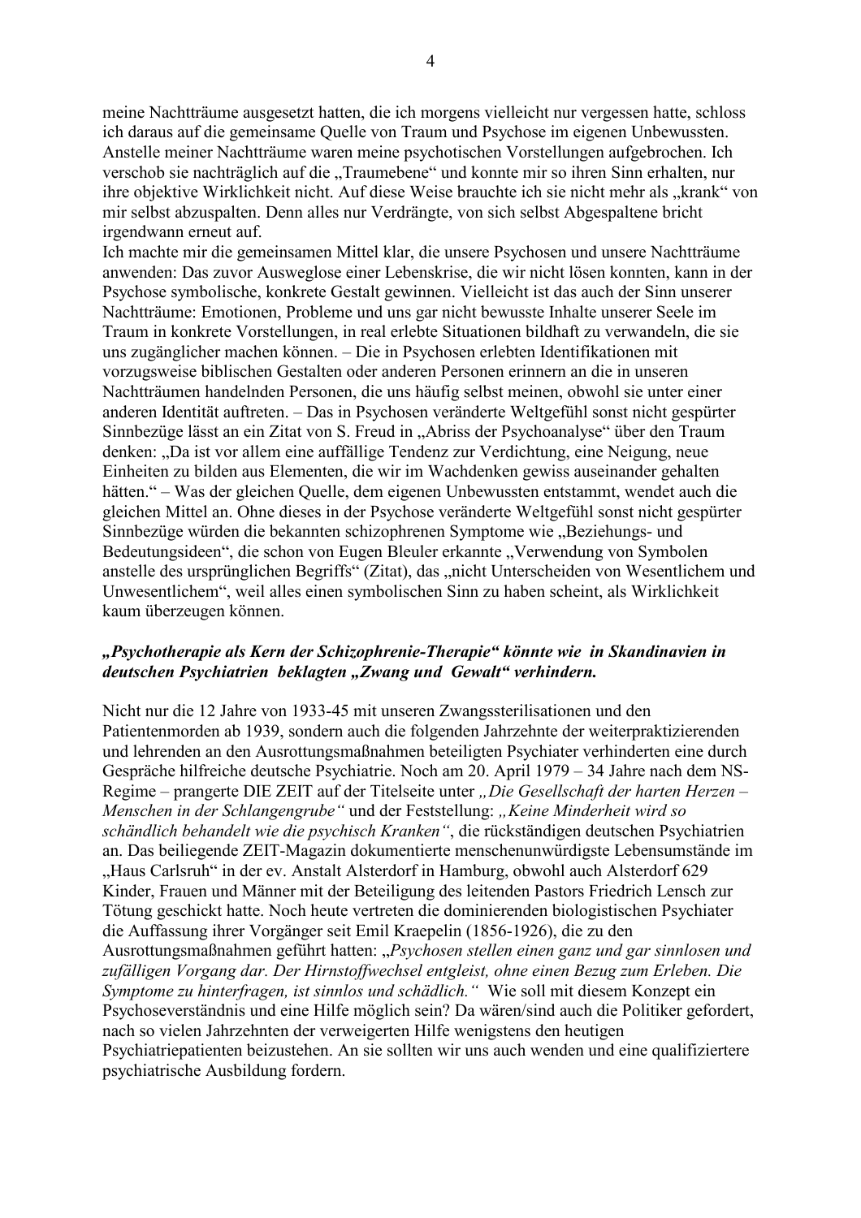meine Nachtträume ausgesetzt hatten, die ich morgens vielleicht nur vergessen hatte, schloss ich daraus auf die gemeinsame Quelle von Traum und Psychose im eigenen Unbewussten. Anstelle meiner Nachtträume waren meine psychotischen Vorstellungen aufgebrochen. Ich verschob sie nachträglich auf die „Traumebene" und konnte mir so ihren Sinn erhalten, nur ihre objektive Wirklichkeit nicht. Auf diese Weise brauchte ich sie nicht mehr als „krank" von mir selbst abzuspalten. Denn alles nur Verdrängte, von sich selbst Abgespaltene bricht irgendwann erneut auf.

Ich machte mir die gemeinsamen Mittel klar, die unsere Psychosen und unsere Nachtträume anwenden: Das zuvor Ausweglose einer Lebenskrise, die wir nicht lösen konnten, kann in der Psychose symbolische, konkrete Gestalt gewinnen. Vielleicht ist das auch der Sinn unserer Nachtträume: Emotionen, Probleme und uns gar nicht bewusste Inhalte unserer Seele im Traum in konkrete Vorstellungen, in real erlebte Situationen bildhaft zu verwandeln, die sie uns zugänglicher machen können. – Die in Psychosen erlebten Identifikationen mit vorzugsweise biblischen Gestalten oder anderen Personen erinnern an die in unseren Nachtträumen handelnden Personen, die uns häufig selbst meinen, obwohl sie unter einer anderen Identität auftreten. – Das in Psychosen veränderte Weltgefühl sonst nicht gespürter Sinnbezüge lässt an ein Zitat von S. Freud in „Abriss der Psychoanalyse" über den Traum denken: „Da ist vor allem eine auffällige Tendenz zur Verdichtung, eine Neigung, neue Einheiten zu bilden aus Elementen, die wir im Wachdenken gewiss auseinander gehalten hätten." – Was der gleichen Quelle, dem eigenen Unbewussten entstammt, wendet auch die gleichen Mittel an. Ohne dieses in der Psychose veränderte Weltgefühl sonst nicht gespürter Sinnbezüge würden die bekannten schizophrenen Symptome wie „Beziehungs- und Bedeutungsideen", die schon von Eugen Bleuler erkannte „Verwendung von Symbolen anstelle des ursprünglichen Begriffs" (Zitat), das „nicht Unterscheiden von Wesentlichem und Unwesentlichem", weil alles einen symbolischen Sinn zu haben scheint, als Wirklichkeit kaum überzeugen können.

***„Psychotherapie als Kern der Schizophrenie-Therapie" könnte wie in Skandinavien in deutschen Psychiatrien beklagten „Zwang und Gewalt" verhindern.***

Nicht nur die 12 Jahre von 1933-45 mit unseren Zwangssterilisationen und den Patientenmorden ab 1939, sondern auch die folgenden Jahrzehnte der weiterpraktizierenden und lehrenden an den Ausrottungsmaßnahmen beteiligten Psychiater verhinderten eine durch Gespräche hilfreiche deutsche Psychiatrie. Noch am 20. April 1979 – 34 Jahre nach dem NS-Regime – prangerte DIE ZEIT auf der Titelseite unter *„Die Gesellschaft der harten Herzen – Menschen in der Schlangengrube"* und der Feststellung: *„Keine Minderheit wird so schändlich behandelt wie die psychisch Kranken"*, die rückständigen deutschen Psychiatrien an. Das beiliegende ZEIT-Magazin dokumentierte menschenunwürdigste Lebensumstände im „Haus Carlsruh" in der ev. Anstalt Alsterdorf in Hamburg, obwohl auch Alsterdorf 629 Kinder, Frauen und Männer mit der Beteiligung des leitenden Pastors Friedrich Lensch zur Tötung geschickt hatte. Noch heute vertreten die dominierenden biologistischen Psychiater die Auffassung ihrer Vorgänger seit Emil Kraepelin (1856-1926), die zu den Ausrottungsmaßnahmen geführt hatten: „*Psychosen stellen einen ganz und gar sinnlosen und zufälligen Vorgang dar. Der Hirnstoffwechsel entgleist, ohne einen Bezug zum Erleben. Die Symptome zu hinterfragen, ist sinnlos und schädlich."* Wie soll mit diesem Konzept ein Psychoseverständnis und eine Hilfe möglich sein? Da wären/sind auch die Politiker gefordert, nach so vielen Jahrzehnten der verweigerten Hilfe wenigstens den heutigen Psychiatriepatienten beizustehen. An sie sollten wir uns auch wenden und eine qualifiziertere psychiatrische Ausbildung fordern.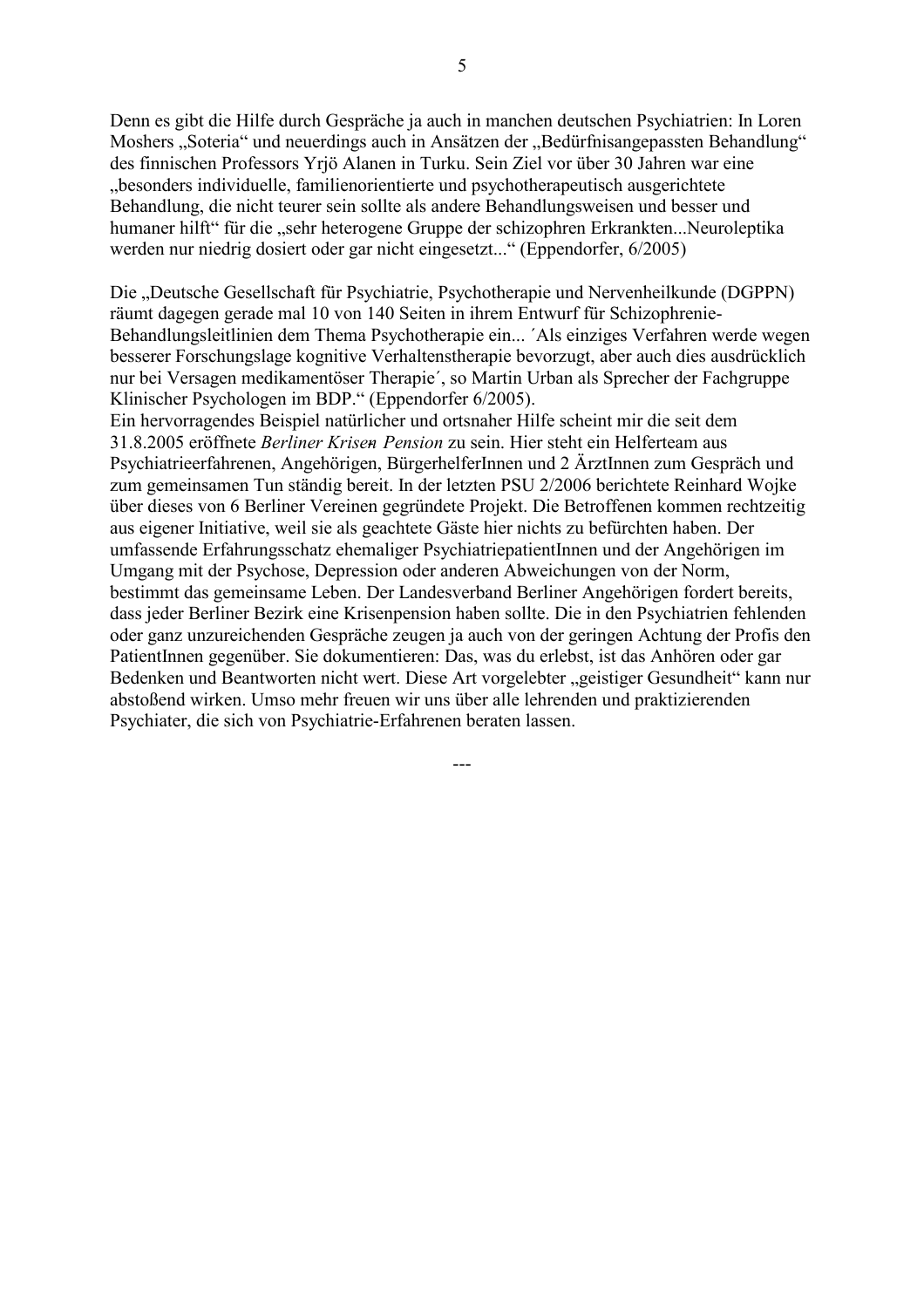Denn es gibt die Hilfe durch Gespräche ja auch in manchen deutschen Psychiatrien: In Loren Moshers „Soteria" und neuerdings auch in Ansätzen der „Bedürfnisangepassten Behandlung" des finnischen Professors Yrjö Alanen in Turku. Sein Ziel vor über 30 Jahren war eine „besonders individuelle, familienorientierte und psychotherapeutisch ausgerichtete Behandlung, die nicht teurer sein sollte als andere Behandlungsweisen und besser und humaner hilft" für die „sehr heterogene Gruppe der schizophren Erkrankten...Neuroleptika werden nur niedrig dosiert oder gar nicht eingesetzt..." (Eppendorfer, 6/2005)

Die „Deutsche Gesellschaft für Psychiatrie, Psychotherapie und Nervenheilkunde (DGPPN) räumt dagegen gerade mal 10 von 140 Seiten in ihrem Entwurf für Schizophrenie-Behandlungsleitlinien dem Thema Psychotherapie ein... ´Als einziges Verfahren werde wegen besserer Forschungslage kognitive Verhaltenstherapie bevorzugt, aber auch dies ausdrücklich nur bei Versagen medikamentöser Therapie´, so Martin Urban als Sprecher der Fachgruppe Klinischer Psychologen im BDP." (Eppendorfer 6/2005).
Ein hervorragendes Beispiel natürlicher und ortsnaher Hilfe scheint mir die seit dem 31.8.2005 eröffnete *Berliner Krisen- Pension* zu sein. Hier steht ein Helferteam aus Psychiatrieerfahrenen, Angehörigen, BürgerhelferInnen und 2 ÄrztInnen zum Gespräch und zum gemeinsamen Tun ständig bereit. In der letzten PSU 2/2006 berichtete Reinhard Wojke über dieses von 6 Berliner Vereinen gegründete Projekt. Die Betroffenen kommen rechtzeitig aus eigener Initiative, weil sie als geachtete Gäste hier nichts zu befürchten haben. Der umfassende Erfahrungsschatz ehemaliger PsychiatriepatientInnen und der Angehörigen im Umgang mit der Psychose, Depression oder anderen Abweichungen von der Norm, bestimmt das gemeinsame Leben. Der Landesverband Berliner Angehörigen fordert bereits, dass jeder Berliner Bezirk eine Krisenpension haben sollte. Die in den Psychiatrien fehlenden oder ganz unzureichenden Gespräche zeugen ja auch von der geringen Achtung der Profis den PatientInnen gegenüber. Sie dokumentieren: Das, was du erlebst, ist das Anhören oder gar Bedenken und Beantworten nicht wert. Diese Art vorgelebter „geistiger Gesundheit" kann nur abstoßend wirken. Umso mehr freuen wir uns über alle lehrenden und praktizierenden Psychiater, die sich von Psychiatrie-Erfahrenen beraten lassen.

---